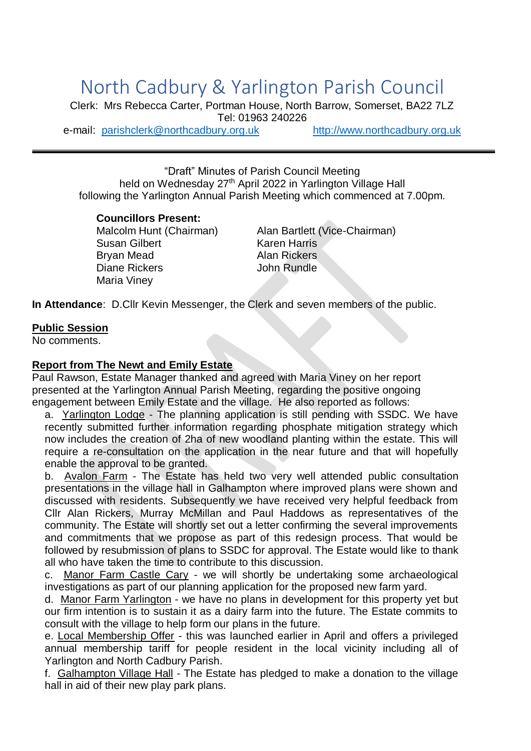# North Cadbury & Yarlington Parish Council

Clerk: Mrs Rebecca Carter, Portman House, North Barrow, Somerset, BA22 7LZ
Tel: 01963 240226
e-mail: parishclerk@northcadbury.org.uk http://www.northcadbury.org.uk

---

"Draft" Minutes of Parish Council Meeting
held on Wednesday 27th April 2022 in Yarlington Village Hall
following the Yarlington Annual Parish Meeting which commenced at 7.00pm.

**Councillors Present:**

Malcolm Hunt (Chairman)
Alan Bartlett (Vice-Chairman)
Susan Gilbert
Karen Harris
Bryan Mead
Alan Rickers
Diane Rickers
John Rundle
Maria Viney

**In Attendance**: D.Cllr Kevin Messenger, the Clerk and seven members of the public.

**Public Session**
No comments.

**Report from The Newt and Emily Estate**
Paul Rawson, Estate Manager thanked and agreed with Maria Viney on her report presented at the Yarlington Annual Parish Meeting, regarding the positive ongoing engagement between Emily Estate and the village. He also reported as follows:

a. Yarlington Lodge - The planning application is still pending with SSDC. We have recently submitted further information regarding phosphate mitigation strategy which now includes the creation of 2ha of new woodland planting within the estate. This will require a re-consultation on the application in the near future and that will hopefully enable the approval to be granted.

b. Avalon Farm - The Estate has held two very well attended public consultation presentations in the village hall in Galhampton where improved plans were shown and discussed with residents. Subsequently we have received very helpful feedback from Cllr Alan Rickers, Murray McMillan and Paul Haddows as representatives of the community. The Estate will shortly set out a letter confirming the several improvements and commitments that we propose as part of this redesign process. That would be followed by resubmission of plans to SSDC for approval. The Estate would like to thank all who have taken the time to contribute to this discussion.

c. Manor Farm Castle Cary - we will shortly be undertaking some archaeological investigations as part of our planning application for the proposed new farm yard.

d. Manor Farm Yarlington - we have no plans in development for this property yet but our firm intention is to sustain it as a dairy farm into the future. The Estate commits to consult with the village to help form our plans in the future.

e. Local Membership Offer - this was launched earlier in April and offers a privileged annual membership tariff for people resident in the local vicinity including all of Yarlington and North Cadbury Parish.

f. Galhampton Village Hall - The Estate has pledged to make a donation to the village hall in aid of their new play park plans.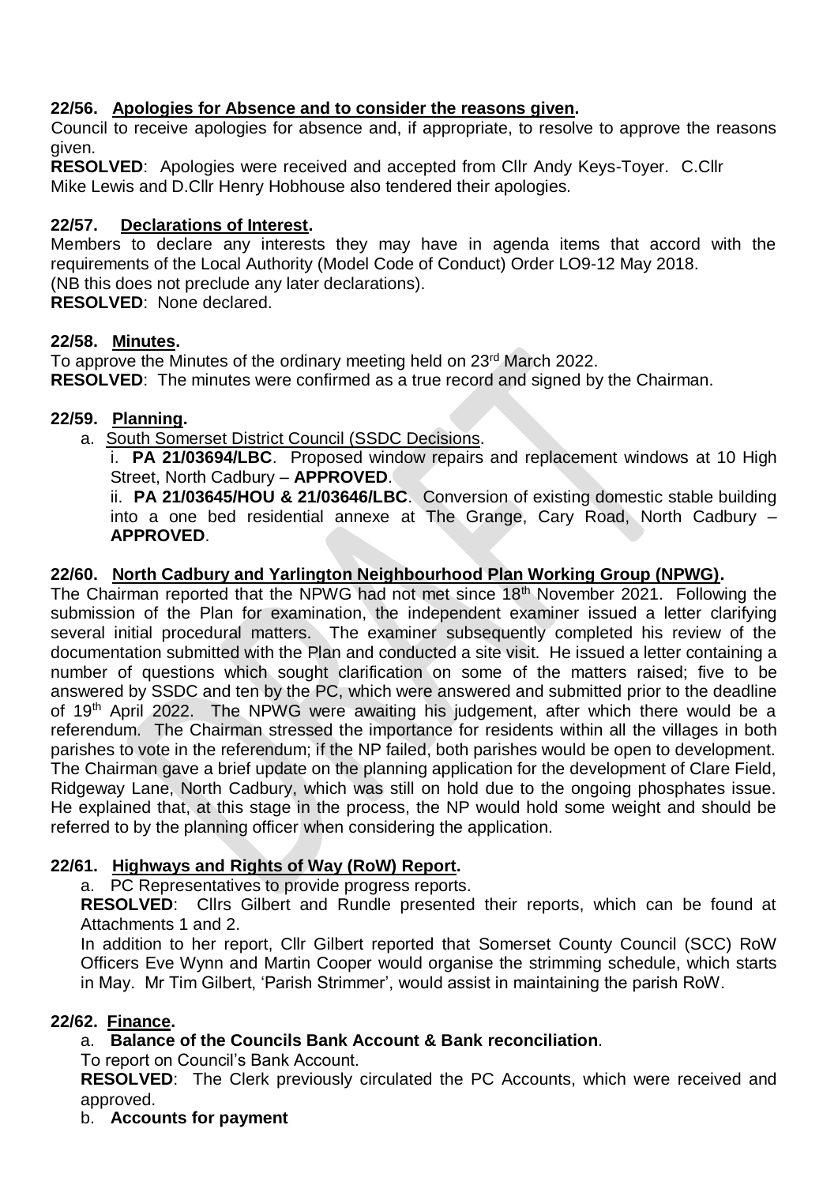## 22/56. Apologies for Absence and to consider the reasons given.

Council to receive apologies for absence and, if appropriate, to resolve to approve the reasons given.

**RESOLVED**: Apologies were received and accepted from Cllr Andy Keys-Toyer. C.Cllr Mike Lewis and D.Cllr Henry Hobhouse also tendered their apologies.

## 22/57. Declarations of Interest.

Members to declare any interests they may have in agenda items that accord with the requirements of the Local Authority (Model Code of Conduct) Order LO9-12 May 2018.

(NB this does not preclude any later declarations).

**RESOLVED**: None declared.

## 22/58. Minutes.

To approve the Minutes of the ordinary meeting held on 23rd March 2022.

**RESOLVED**: The minutes were confirmed as a true record and signed by the Chairman.

## 22/59. Planning.

a. South Somerset District Council (SSDC Decisions.

i. **PA 21/03694/LBC**. Proposed window repairs and replacement windows at 10 High Street, North Cadbury – **APPROVED**.

ii. **PA 21/03645/HOU & 21/03646/LBC**. Conversion of existing domestic stable building into a one bed residential annexe at The Grange, Cary Road, North Cadbury – **APPROVED**.

## 22/60. North Cadbury and Yarlington Neighbourhood Plan Working Group (NPWG).

The Chairman reported that the NPWG had not met since 18th November 2021. Following the submission of the Plan for examination, the independent examiner issued a letter clarifying several initial procedural matters. The examiner subsequently completed his review of the documentation submitted with the Plan and conducted a site visit. He issued a letter containing a number of questions which sought clarification on some of the matters raised; five to be answered by SSDC and ten by the PC, which were answered and submitted prior to the deadline of 19th April 2022. The NPWG were awaiting his judgement, after which there would be a referendum. The Chairman stressed the importance for residents within all the villages in both parishes to vote in the referendum; if the NP failed, both parishes would be open to development. The Chairman gave a brief update on the planning application for the development of Clare Field, Ridgeway Lane, North Cadbury, which was still on hold due to the ongoing phosphates issue. He explained that, at this stage in the process, the NP would hold some weight and should be referred to by the planning officer when considering the application.

## 22/61. Highways and Rights of Way (RoW) Report.

a. PC Representatives to provide progress reports.

**RESOLVED**: Cllrs Gilbert and Rundle presented their reports, which can be found at Attachments 1 and 2.

In addition to her report, Cllr Gilbert reported that Somerset County Council (SCC) RoW Officers Eve Wynn and Martin Cooper would organise the strimming schedule, which starts in May. Mr Tim Gilbert, 'Parish Strimmer', would assist in maintaining the parish RoW.

## 22/62. Finance.

a. **Balance of the Councils Bank Account & Bank reconciliation**.

To report on Council's Bank Account.

**RESOLVED**: The Clerk previously circulated the PC Accounts, which were received and approved.

b. **Accounts for payment**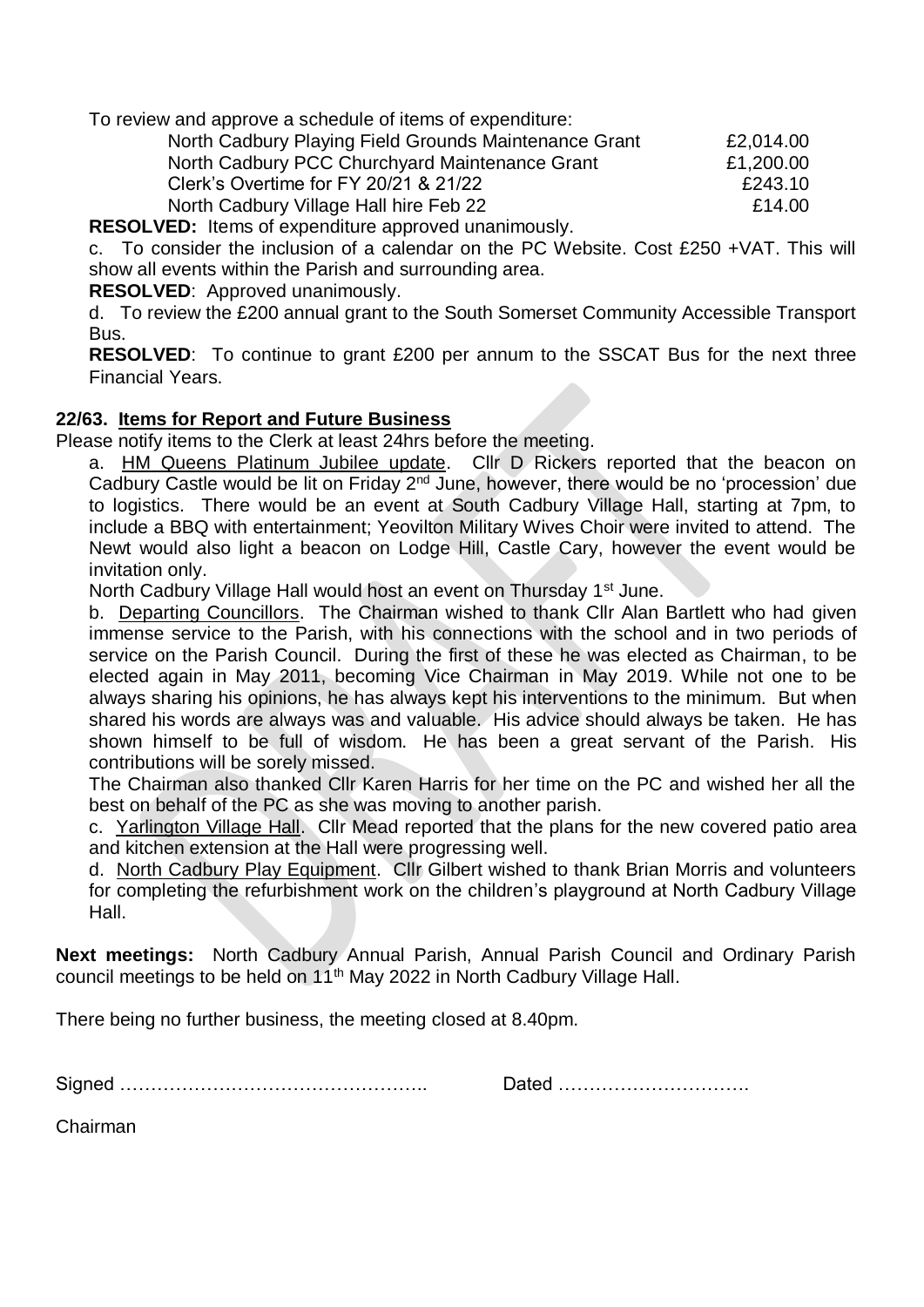To review and approve a schedule of items of expenditure:

| | |
|---|---|
| North Cadbury Playing Field Grounds Maintenance Grant | £2,014.00 |
| North Cadbury PCC Churchyard Maintenance Grant | £1,200.00 |
| Clerk's Overtime for FY 20/21 & 21/22 | £243.10 |
| North Cadbury Village Hall hire Feb 22 | £14.00 |

**RESOLVED:** Items of expenditure approved unanimously.

c. To consider the inclusion of a calendar on the PC Website. Cost £250 +VAT. This will show all events within the Parish and surrounding area.

**RESOLVED**: Approved unanimously.

d. To review the £200 annual grant to the South Somerset Community Accessible Transport Bus.

**RESOLVED**: To continue to grant £200 per annum to the SSCAT Bus for the next three Financial Years.

## 22/63. Items for Report and Future Business

Please notify items to the Clerk at least 24hrs before the meeting.

a. HM Queens Platinum Jubilee update. Cllr D Rickers reported that the beacon on Cadbury Castle would be lit on Friday 2nd June, however, there would be no 'procession' due to logistics. There would be an event at South Cadbury Village Hall, starting at 7pm, to include a BBQ with entertainment; Yeovilton Military Wives Choir were invited to attend. The Newt would also light a beacon on Lodge Hill, Castle Cary, however the event would be invitation only.

North Cadbury Village Hall would host an event on Thursday 1st June.

b. Departing Councillors. The Chairman wished to thank Cllr Alan Bartlett who had given immense service to the Parish, with his connections with the school and in two periods of service on the Parish Council. During the first of these he was elected as Chairman, to be elected again in May 2011, becoming Vice Chairman in May 2019. While not one to be always sharing his opinions, he has always kept his interventions to the minimum. But when shared his words are always was and valuable. His advice should always be taken. He has shown himself to be full of wisdom. He has been a great servant of the Parish. His contributions will be sorely missed.

The Chairman also thanked Cllr Karen Harris for her time on the PC and wished her all the best on behalf of the PC as she was moving to another parish.

c. Yarlington Village Hall. Cllr Mead reported that the plans for the new covered patio area and kitchen extension at the Hall were progressing well.

d. North Cadbury Play Equipment. Cllr Gilbert wished to thank Brian Morris and volunteers for completing the refurbishment work on the children's playground at North Cadbury Village Hall.

**Next meetings:** North Cadbury Annual Parish, Annual Parish Council and Ordinary Parish council meetings to be held on 11th May 2022 in North Cadbury Village Hall.

There being no further business, the meeting closed at 8.40pm.

Signed ………………………………………….. Dated ………………………….

Chairman